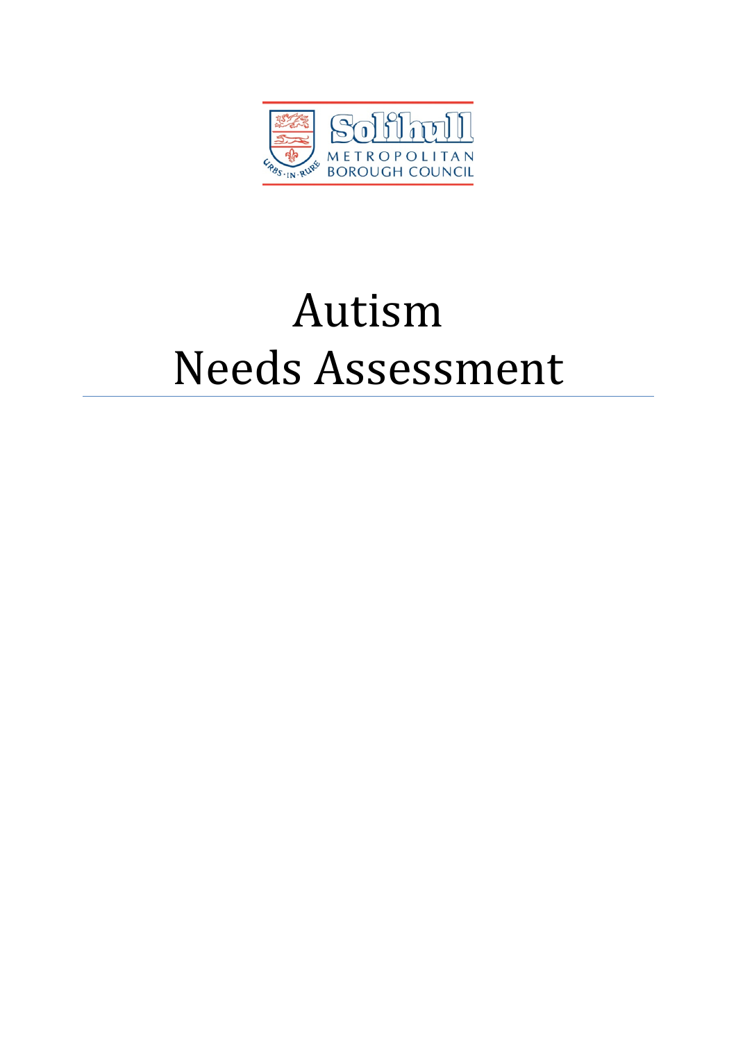# Autism Needs Assessment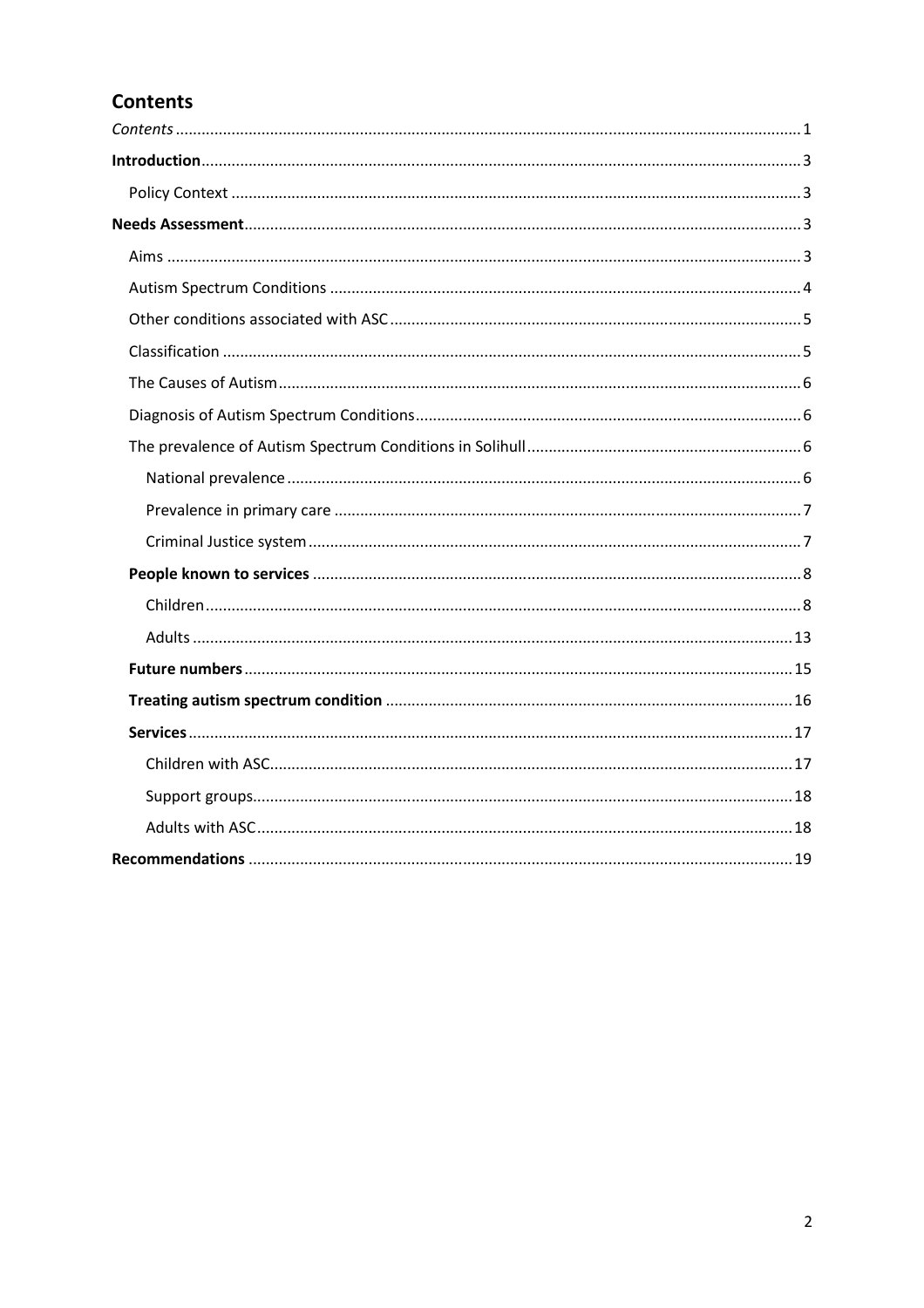## Contents

*Contents* ........ 1

**Introduction** ........ 3

- Policy Context ........ 3

**Needs Assessment** ........ 3

- Aims ........ 3
- Autism Spectrum Conditions ........ 4
- Other conditions associated with ASC ........ 5
- Classification ........ 5
- The Causes of Autism ........ 6
- Diagnosis of Autism Spectrum Conditions ........ 6
- The prevalence of Autism Spectrum Conditions in Solihull ........ 6
  - National prevalence ........ 6
  - Prevalence in primary care ........ 7
  - Criminal Justice system ........ 7
- **People known to services** ........ 8
  - Children ........ 8
  - Adults ........ 13
- **Future numbers** ........ 15
- **Treating autism spectrum condition** ........ 16
- **Services** ........ 17
  - Children with ASC ........ 17
  - Support groups ........ 18
  - Adults with ASC ........ 18

**Recommendations** ........ 19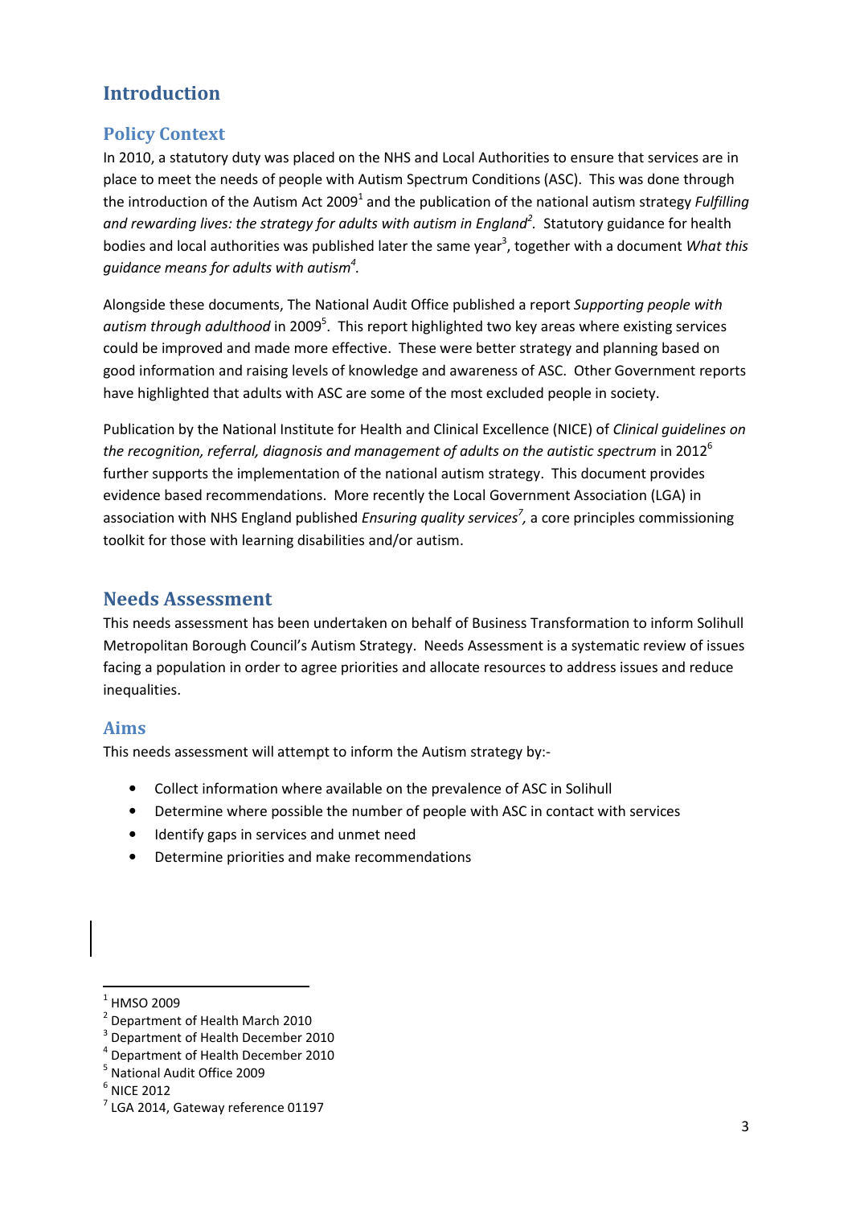# Introduction

## Policy Context

In 2010, a statutory duty was placed on the NHS and Local Authorities to ensure that services are in place to meet the needs of people with Autism Spectrum Conditions (ASC). This was done through the introduction of the Autism Act 2009[1] and the publication of the national autism strategy *Fulfilling and rewarding lives: the strategy for adults with autism in England[2].* Statutory guidance for health bodies and local authorities was published later the same year[3], together with a document *What this guidance means for adults with autism[4].*

Alongside these documents, The National Audit Office published a report *Supporting people with autism through adulthood* in 2009[5]. This report highlighted two key areas where existing services could be improved and made more effective. These were better strategy and planning based on good information and raising levels of knowledge and awareness of ASC. Other Government reports have highlighted that adults with ASC are some of the most excluded people in society.

Publication by the National Institute for Health and Clinical Excellence (NICE) of *Clinical guidelines on the recognition, referral, diagnosis and management of adults on the autistic spectrum* in 2012[6] further supports the implementation of the national autism strategy. This document provides evidence based recommendations. More recently the Local Government Association (LGA) in association with NHS England published *Ensuring quality services[7],* a core principles commissioning toolkit for those with learning disabilities and/or autism.

# Needs Assessment

This needs assessment has been undertaken on behalf of Business Transformation to inform Solihull Metropolitan Borough Council's Autism Strategy. Needs Assessment is a systematic review of issues facing a population in order to agree priorities and allocate resources to address issues and reduce inequalities.

## Aims

This needs assessment will attempt to inform the Autism strategy by:-

- Collect information where available on the prevalence of ASC in Solihull
- Determine where possible the number of people with ASC in contact with services
- Identify gaps in services and unmet need
- Determine priorities and make recommendations

---

[1] HMSO 2009
[2] Department of Health March 2010
[3] Department of Health December 2010
[4] Department of Health December 2010
[5] National Audit Office 2009
[6] NICE 2012
[7] LGA 2014, Gateway reference 01197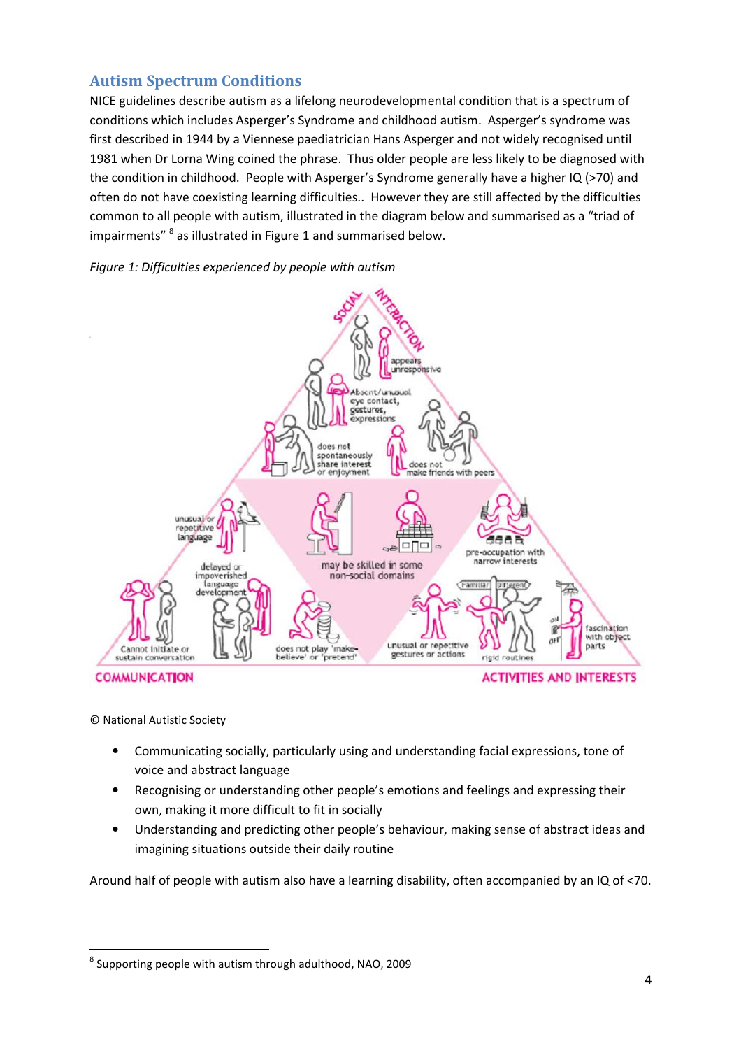## Autism Spectrum Conditions

NICE guidelines describe autism as a lifelong neurodevelopmental condition that is a spectrum of conditions which includes Asperger's Syndrome and childhood autism. Asperger's syndrome was first described in 1944 by a Viennese paediatrician Hans Asperger and not widely recognised until 1981 when Dr Lorna Wing coined the phrase. Thus older people are less likely to be diagnosed with the condition in childhood. People with Asperger's Syndrome generally have a higher IQ (>70) and often do not have coexisting learning difficulties.. However they are still affected by the difficulties common to all people with autism, illustrated in the diagram below and summarised as a "triad of impairments"[8] as illustrated in Figure 1 and summarised below.

*Figure 1: Difficulties experienced by people with autism*

© National Autistic Society

- Communicating socially, particularly using and understanding facial expressions, tone of voice and abstract language
- Recognising or understanding other people's emotions and feelings and expressing their own, making it more difficult to fit in socially
- Understanding and predicting other people's behaviour, making sense of abstract ideas and imagining situations outside their daily routine

Around half of people with autism also have a learning disability, often accompanied by an IQ of <70.

[8] Supporting people with autism through adulthood, NAO, 2009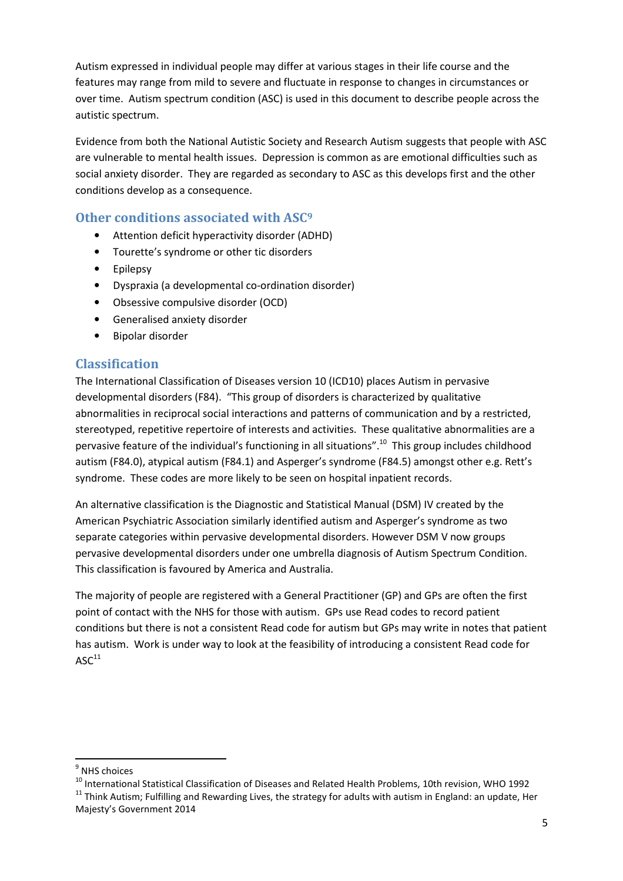Autism expressed in individual people may differ at various stages in their life course and the features may range from mild to severe and fluctuate in response to changes in circumstances or over time. Autism spectrum condition (ASC) is used in this document to describe people across the autistic spectrum.

Evidence from both the National Autistic Society and Research Autism suggests that people with ASC are vulnerable to mental health issues. Depression is common as are emotional difficulties such as social anxiety disorder. They are regarded as secondary to ASC as this develops first and the other conditions develop as a consequence.

## Other conditions associated with ASC[9]

- Attention deficit hyperactivity disorder (ADHD)
- Tourette's syndrome or other tic disorders
- Epilepsy
- Dyspraxia (a developmental co-ordination disorder)
- Obsessive compulsive disorder (OCD)
- Generalised anxiety disorder
- Bipolar disorder

## Classification

The International Classification of Diseases version 10 (ICD10) places Autism in pervasive developmental disorders (F84). "This group of disorders is characterized by qualitative abnormalities in reciprocal social interactions and patterns of communication and by a restricted, stereotyped, repetitive repertoire of interests and activities. These qualitative abnormalities are a pervasive feature of the individual's functioning in all situations".[10] This group includes childhood autism (F84.0), atypical autism (F84.1) and Asperger's syndrome (F84.5) amongst other e.g. Rett's syndrome. These codes are more likely to be seen on hospital inpatient records.

An alternative classification is the Diagnostic and Statistical Manual (DSM) IV created by the American Psychiatric Association similarly identified autism and Asperger's syndrome as two separate categories within pervasive developmental disorders. However DSM V now groups pervasive developmental disorders under one umbrella diagnosis of Autism Spectrum Condition. This classification is favoured by America and Australia.

The majority of people are registered with a General Practitioner (GP) and GPs are often the first point of contact with the NHS for those with autism. GPs use Read codes to record patient conditions but there is not a consistent Read code for autism but GPs may write in notes that patient has autism. Work is under way to look at the feasibility of introducing a consistent Read code for ASC[11]

---

[9] NHS choices

[10] International Statistical Classification of Diseases and Related Health Problems, 10th revision, WHO 1992

[11] Think Autism; Fulfilling and Rewarding Lives, the strategy for adults with autism in England: an update, Her Majesty's Government 2014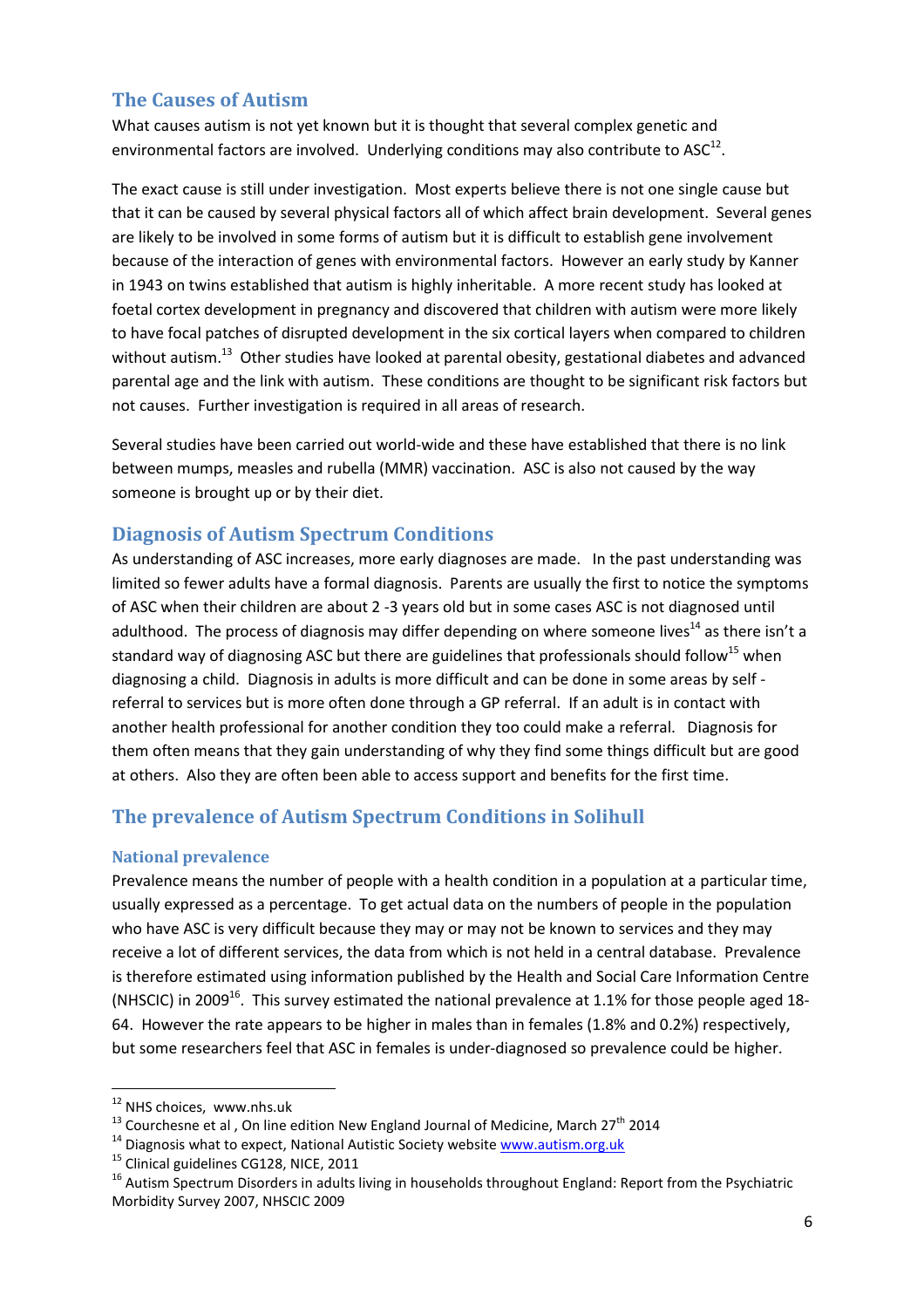## The Causes of Autism

What causes autism is not yet known but it is thought that several complex genetic and environmental factors are involved. Underlying conditions may also contribute to ASC[12].

The exact cause is still under investigation. Most experts believe there is not one single cause but that it can be caused by several physical factors all of which affect brain development. Several genes are likely to be involved in some forms of autism but it is difficult to establish gene involvement because of the interaction of genes with environmental factors. However an early study by Kanner in 1943 on twins established that autism is highly inheritable. A more recent study has looked at foetal cortex development in pregnancy and discovered that children with autism were more likely to have focal patches of disrupted development in the six cortical layers when compared to children without autism.[13] Other studies have looked at parental obesity, gestational diabetes and advanced parental age and the link with autism. These conditions are thought to be significant risk factors but not causes. Further investigation is required in all areas of research.

Several studies have been carried out world-wide and these have established that there is no link between mumps, measles and rubella (MMR) vaccination. ASC is also not caused by the way someone is brought up or by their diet.

## Diagnosis of Autism Spectrum Conditions

As understanding of ASC increases, more early diagnoses are made. In the past understanding was limited so fewer adults have a formal diagnosis. Parents are usually the first to notice the symptoms of ASC when their children are about 2 -3 years old but in some cases ASC is not diagnosed until adulthood. The process of diagnosis may differ depending on where someone lives[14] as there isn't a standard way of diagnosing ASC but there are guidelines that professionals should follow[15] when diagnosing a child. Diagnosis in adults is more difficult and can be done in some areas by self - referral to services but is more often done through a GP referral. If an adult is in contact with another health professional for another condition they too could make a referral. Diagnosis for them often means that they gain understanding of why they find some things difficult but are good at others. Also they are often been able to access support and benefits for the first time.

## The prevalence of Autism Spectrum Conditions in Solihull

### National prevalence

Prevalence means the number of people with a health condition in a population at a particular time, usually expressed as a percentage. To get actual data on the numbers of people in the population who have ASC is very difficult because they may or may not be known to services and they may receive a lot of different services, the data from which is not held in a central database. Prevalence is therefore estimated using information published by the Health and Social Care Information Centre (NHSCIC) in 2009[16]. This survey estimated the national prevalence at 1.1% for those people aged 18-64. However the rate appears to be higher in males than in females (1.8% and 0.2%) respectively, but some researchers feel that ASC in females is under-diagnosed so prevalence could be higher.

---

[12] NHS choices, www.nhs.uk

[13] Courchesne et al , On line edition New England Journal of Medicine, March 27th 2014

[14] Diagnosis what to expect, National Autistic Society website www.autism.org.uk

[15] Clinical guidelines CG128, NICE, 2011

[16] Autism Spectrum Disorders in adults living in households throughout England: Report from the Psychiatric Morbidity Survey 2007, NHSCIC 2009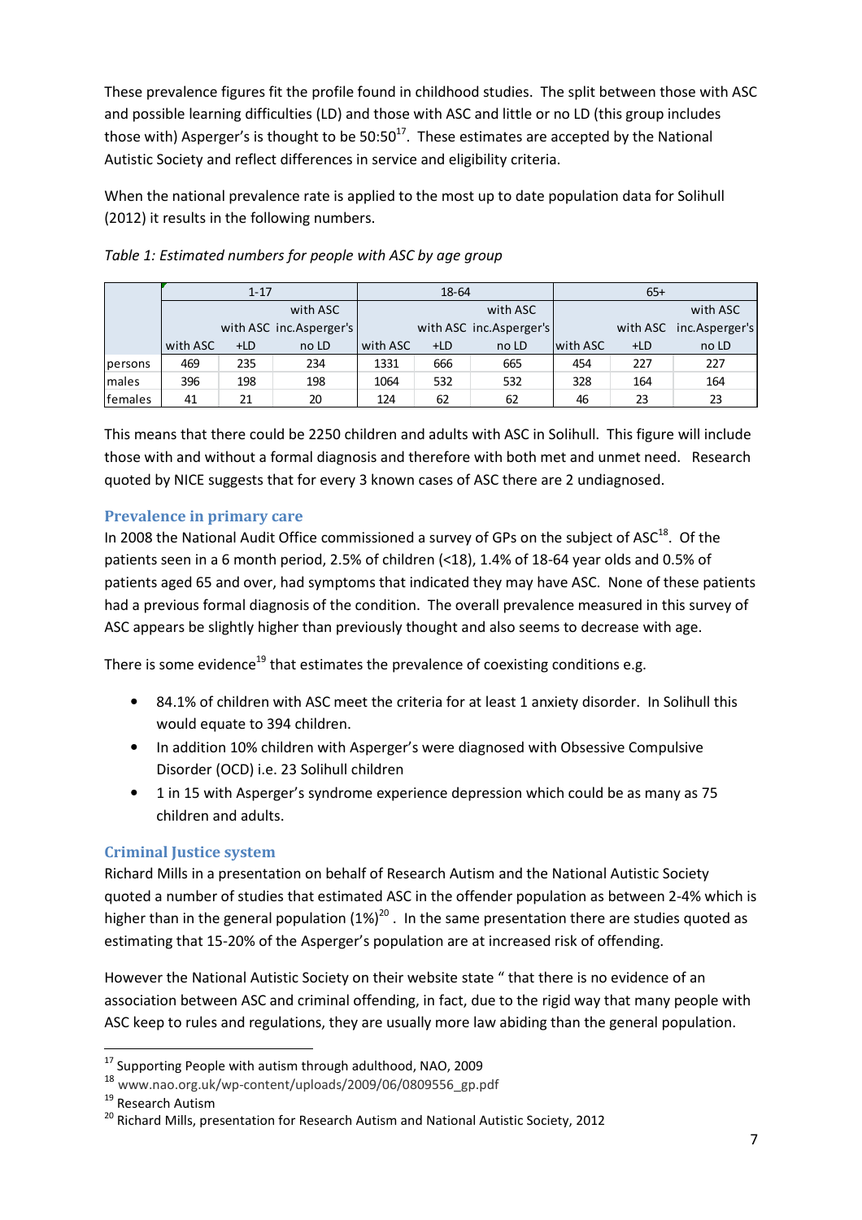These prevalence figures fit the profile found in childhood studies. The split between those with ASC and possible learning difficulties (LD) and those with ASC and little or no LD (this group includes those with) Asperger's is thought to be 50:50[17]. These estimates are accepted by the National Autistic Society and reflect differences in service and eligibility criteria.

When the national prevalence rate is applied to the most up to date population data for Solihull (2012) it results in the following numbers.

*Table 1: Estimated numbers for people with ASC by age group*

| | 1-17 | | | 18-64 | | | 65+ | | |
|---|---|---|---|---|---|---|---|---|---|
| | with ASC | with ASC +LD | with ASC inc.Asperger's no LD | with ASC | with ASC +LD | with ASC inc.Asperger's no LD | with ASC | with ASC +LD | with ASC inc.Asperger's no LD |
| persons | 469 | 235 | 234 | 1331 | 666 | 665 | 454 | 227 | 227 |
| males | 396 | 198 | 198 | 1064 | 532 | 532 | 328 | 164 | 164 |
| females | 41 | 21 | 20 | 124 | 62 | 62 | 46 | 23 | 23 |

This means that there could be 2250 children and adults with ASC in Solihull. This figure will include those with and without a formal diagnosis and therefore with both met and unmet need. Research quoted by NICE suggests that for every 3 known cases of ASC there are 2 undiagnosed.

### Prevalence in primary care

In 2008 the National Audit Office commissioned a survey of GPs on the subject of ASC[18]. Of the patients seen in a 6 month period, 2.5% of children (<18), 1.4% of 18-64 year olds and 0.5% of patients aged 65 and over, had symptoms that indicated they may have ASC. None of these patients had a previous formal diagnosis of the condition. The overall prevalence measured in this survey of ASC appears be slightly higher than previously thought and also seems to decrease with age.

There is some evidence[19] that estimates the prevalence of coexisting conditions e.g.

- 84.1% of children with ASC meet the criteria for at least 1 anxiety disorder. In Solihull this would equate to 394 children.
- In addition 10% children with Asperger's were diagnosed with Obsessive Compulsive Disorder (OCD) i.e. 23 Solihull children
- 1 in 15 with Asperger's syndrome experience depression which could be as many as 75 children and adults.

### Criminal Justice system

Richard Mills in a presentation on behalf of Research Autism and the National Autistic Society quoted a number of studies that estimated ASC in the offender population as between 2-4% which is higher than in the general population (1%)[20] . In the same presentation there are studies quoted as estimating that 15-20% of the Asperger's population are at increased risk of offending.

However the National Autistic Society on their website state " that there is no evidence of an association between ASC and criminal offending, in fact, due to the rigid way that many people with ASC keep to rules and regulations, they are usually more law abiding than the general population.

---

[17] Supporting People with autism through adulthood, NAO, 2009

[18] www.nao.org.uk/wp-content/uploads/2009/06/0809556_gp.pdf

[19] Research Autism

[20] Richard Mills, presentation for Research Autism and National Autistic Society, 2012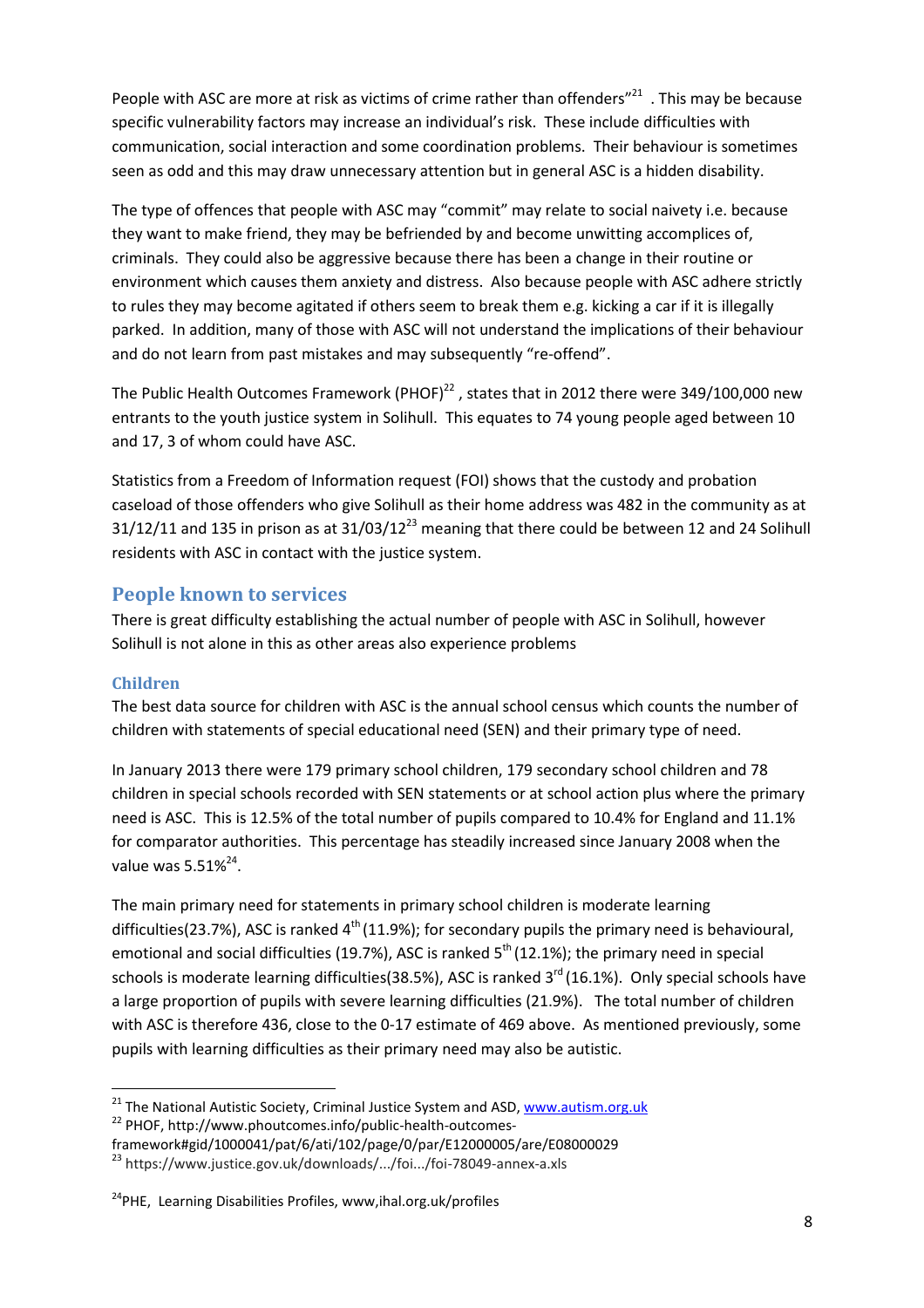People with ASC are more at risk as victims of crime rather than offenders"[21] . This may be because specific vulnerability factors may increase an individual's risk. These include difficulties with communication, social interaction and some coordination problems. Their behaviour is sometimes seen as odd and this may draw unnecessary attention but in general ASC is a hidden disability.

The type of offences that people with ASC may "commit" may relate to social naivety i.e. because they want to make friend, they may be befriended by and become unwitting accomplices of, criminals. They could also be aggressive because there has been a change in their routine or environment which causes them anxiety and distress. Also because people with ASC adhere strictly to rules they may become agitated if others seem to break them e.g. kicking a car if it is illegally parked. In addition, many of those with ASC will not understand the implications of their behaviour and do not learn from past mistakes and may subsequently "re-offend".

The Public Health Outcomes Framework (PHOF)[22] , states that in 2012 there were 349/100,000 new entrants to the youth justice system in Solihull. This equates to 74 young people aged between 10 and 17, 3 of whom could have ASC.

Statistics from a Freedom of Information request (FOI) shows that the custody and probation caseload of those offenders who give Solihull as their home address was 482 in the community as at 31/12/11 and 135 in prison as at 31/03/12[23] meaning that there could be between 12 and 24 Solihull residents with ASC in contact with the justice system.

## People known to services

There is great difficulty establishing the actual number of people with ASC in Solihull, however Solihull is not alone in this as other areas also experience problems

### Children

The best data source for children with ASC is the annual school census which counts the number of children with statements of special educational need (SEN) and their primary type of need.

In January 2013 there were 179 primary school children, 179 secondary school children and 78 children in special schools recorded with SEN statements or at school action plus where the primary need is ASC. This is 12.5% of the total number of pupils compared to 10.4% for England and 11.1% for comparator authorities. This percentage has steadily increased since January 2008 when the value was 5.51%[24].

The main primary need for statements in primary school children is moderate learning difficulties(23.7%), ASC is ranked 4th (11.9%); for secondary pupils the primary need is behavioural, emotional and social difficulties (19.7%), ASC is ranked 5th (12.1%); the primary need in special schools is moderate learning difficulties(38.5%), ASC is ranked 3rd (16.1%). Only special schools have a large proportion of pupils with severe learning difficulties (21.9%). The total number of children with ASC is therefore 436, close to the 0-17 estimate of 469 above. As mentioned previously, some pupils with learning difficulties as their primary need may also be autistic.

---

[21] The National Autistic Society, Criminal Justice System and ASD, www.autism.org.uk

[22] PHOF, http://www.phoutcomes.info/public-health-outcomes-framework#gid/1000041/pat/6/ati/102/page/0/par/E12000005/are/E08000029

[23] https://www.justice.gov.uk/downloads/.../foi.../foi-78049-annex-a.xls

[24] PHE, Learning Disabilities Profiles, www,ihal.org.uk/profiles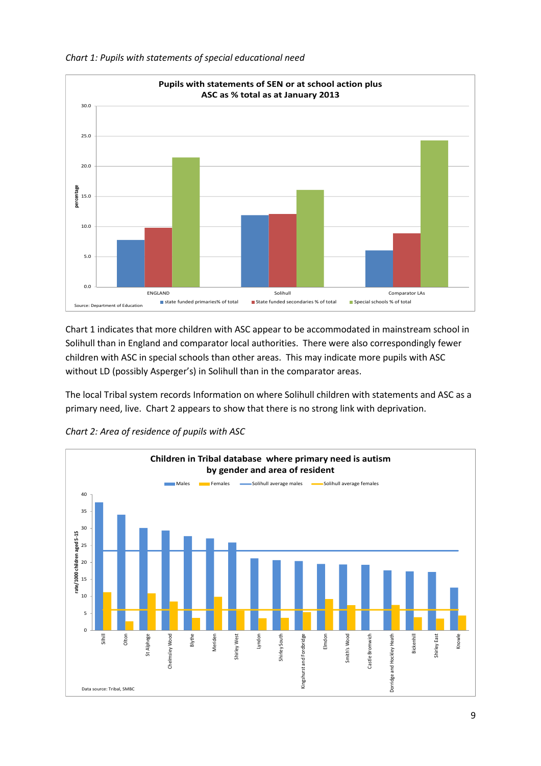*Chart 1: Pupils with statements of special educational need*

Chart 1 indicates that more children with ASC appear to be accommodated in mainstream school in Solihull than in England and comparator local authorities. There were also correspondingly fewer children with ASC in special schools than other areas. This may indicate more pupils with ASC without LD (possibly Asperger's) in Solihull than in the comparator areas.

The local Tribal system records Information on where Solihull children with statements and ASC as a primary need, live. Chart 2 appears to show that there is no strong link with deprivation.

*Chart 2: Area of residence of pupils with ASC*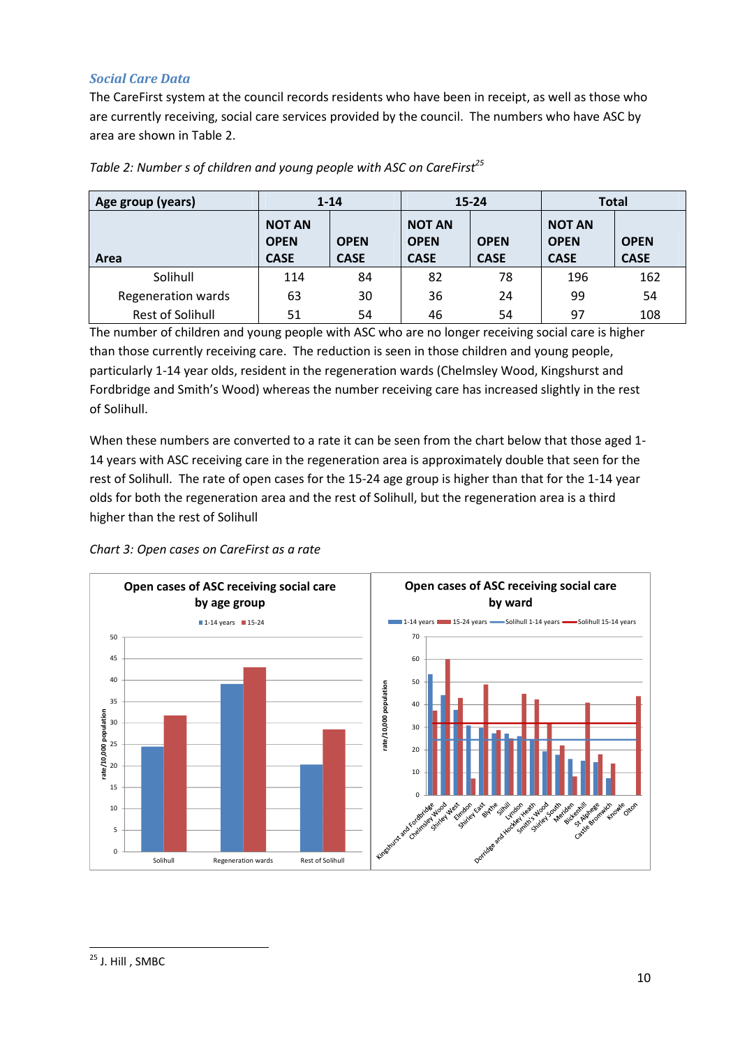### *Social Care Data*

The CareFirst system at the council records residents who have been in receipt, as well as those who are currently receiving, social care services provided by the council. The numbers who have ASC by area are shown in Table 2.

*Table 2: Number s of children and young people with ASC on CareFirst*[25]

| Age group (years) | 1-14 | | 15-24 | | Total | |
|---|---|---|---|---|---|---|
| Area | NOT AN OPEN CASE | OPEN CASE | NOT AN OPEN CASE | OPEN CASE | NOT AN OPEN CASE | OPEN CASE |
| Solihull | 114 | 84 | 82 | 78 | 196 | 162 |
| Regeneration wards | 63 | 30 | 36 | 24 | 99 | 54 |
| Rest of Solihull | 51 | 54 | 46 | 54 | 97 | 108 |

The number of children and young people with ASC who are no longer receiving social care is higher than those currently receiving care. The reduction is seen in those children and young people, particularly 1-14 year olds, resident in the regeneration wards (Chelmsley Wood, Kingshurst and Fordbridge and Smith's Wood) whereas the number receiving care has increased slightly in the rest of Solihull.

When these numbers are converted to a rate it can be seen from the chart below that those aged 1-14 years with ASC receiving care in the regeneration area is approximately double that seen for the rest of Solihull. The rate of open cases for the 15-24 age group is higher than that for the 1-14 year olds for both the regeneration area and the rest of Solihull, but the regeneration area is a third higher than the rest of Solihull

*Chart 3: Open cases on CareFirst as a rate*

---

[25] J. Hill , SMBC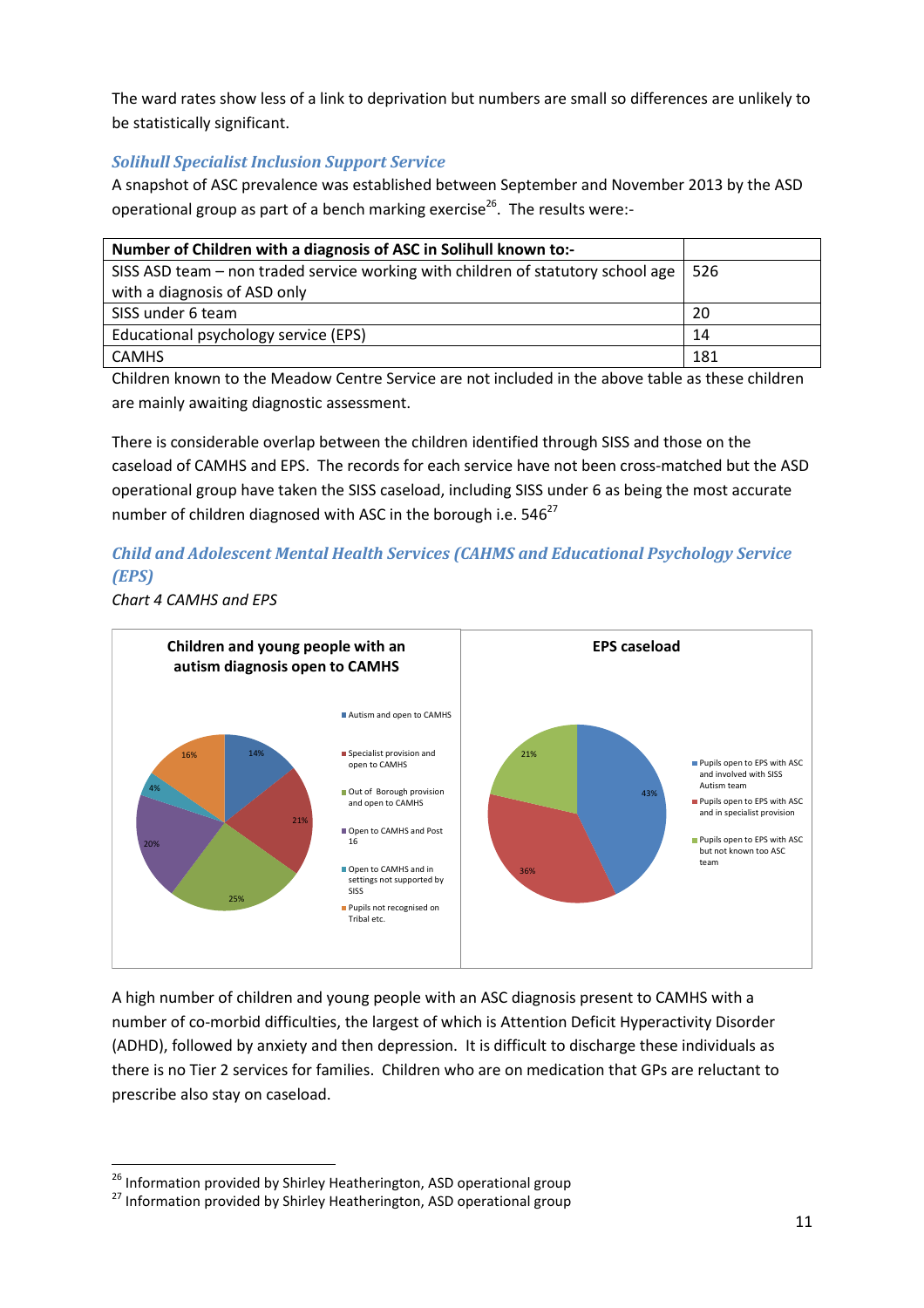The ward rates show less of a link to deprivation but numbers are small so differences are unlikely to be statistically significant.

### *Solihull Specialist Inclusion Support Service*

A snapshot of ASC prevalence was established between September and November 2013 by the ASD operational group as part of a bench marking exercise[26]. The results were:-

| **Number of Children with a diagnosis of ASC in Solihull known to:-** | |
|---|---|
| SISS ASD team – non traded service working with children of statutory school age with a diagnosis of ASD only | 526 |
| SISS under 6 team | 20 |
| Educational psychology service (EPS) | 14 |
| CAMHS | 181 |

Children known to the Meadow Centre Service are not included in the above table as these children are mainly awaiting diagnostic assessment.

There is considerable overlap between the children identified through SISS and those on the caseload of CAMHS and EPS. The records for each service have not been cross-matched but the ASD operational group have taken the SISS caseload, including SISS under 6 as being the most accurate number of children diagnosed with ASC in the borough i.e. 546[27]

### *Child and Adolescent Mental Health Services (CAHMS and Educational Psychology Service (EPS)*

*Chart 4 CAMHS and EPS*

**Children and young people with an autism diagnosis open to CAMHS**

- Autism and open to CAMHS: 14%
- Specialist provision and open to CAMHS: 21%
- Out of Borough provision and open to CAMHS: 25%
- Open to CAMHS and Post 16: 20%
- Open to CAMHS and in settings not supported by SISS: 4%
- Pupils not recognised on Tribal etc.: 16%

**EPS caseload**

- Pupils open to EPS with ASC and involved with SISS Autism team: 43%
- Pupils open to EPS with ASC and in specialist provision: 36%
- Pupils open to EPS with ASC but not known too ASC team: 21%

A high number of children and young people with an ASC diagnosis present to CAMHS with a number of co-morbid difficulties, the largest of which is Attention Deficit Hyperactivity Disorder (ADHD), followed by anxiety and then depression. It is difficult to discharge these individuals as there is no Tier 2 services for families. Children who are on medication that GPs are reluctant to prescribe also stay on caseload.

[26] Information provided by Shirley Heatherington, ASD operational group

[27] Information provided by Shirley Heatherington, ASD operational group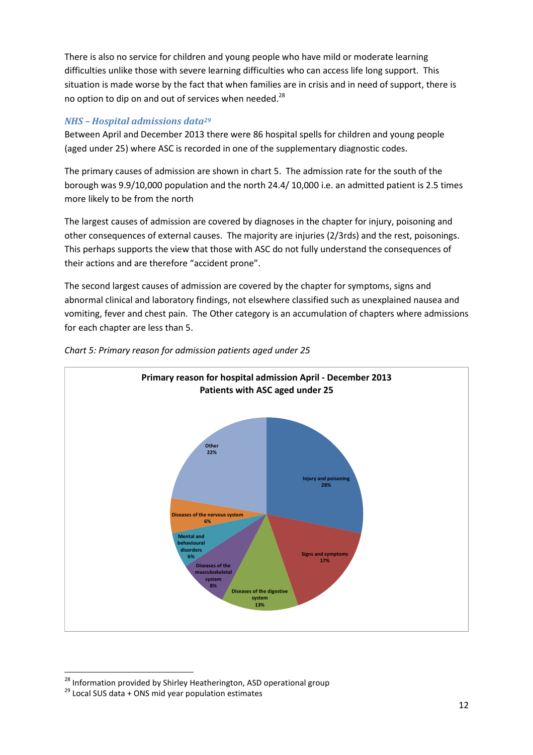There is also no service for children and young people who have mild or moderate learning difficulties unlike those with severe learning difficulties who can access life long support. This situation is made worse by the fact that when families are in crisis and in need of support, there is no option to dip on and out of services when needed.[28]

### *NHS – Hospital admissions data[29]*

Between April and December 2013 there were 86 hospital spells for children and young people (aged under 25) where ASC is recorded in one of the supplementary diagnostic codes.

The primary causes of admission are shown in chart 5. The admission rate for the south of the borough was 9.9/10,000 population and the north 24.4/ 10,000 i.e. an admitted patient is 2.5 times more likely to be from the north

The largest causes of admission are covered by diagnoses in the chapter for injury, poisoning and other consequences of external causes. The majority are injuries (2/3rds) and the rest, poisonings. This perhaps supports the view that those with ASC do not fully understand the consequences of their actions and are therefore "accident prone".

The second largest causes of admission are covered by the chapter for symptoms, signs and abnormal clinical and laboratory findings, not elsewhere classified such as unexplained nausea and vomiting, fever and chest pain. The Other category is an accumulation of chapters where admissions for each chapter are less than 5.

*Chart 5: Primary reason for admission patients aged under 25*

**Primary reason for hospital admission April - December 2013**
**Patients with ASC aged under 25**

| Reason | Percentage |
| --- | --- |
| Injury and poisoning | 28% |
| Signs and symptoms | 17% |
| Diseases of the digestive system | 13% |
| Diseases of the musculoskeletal system | 8% |
| Mental and behavioural disorders | 6% |
| Diseases of the nervous system | 6% |
| Other | 22% |

[28] Information provided by Shirley Heatherington, ASD operational group

[29] Local SUS data + ONS mid year population estimates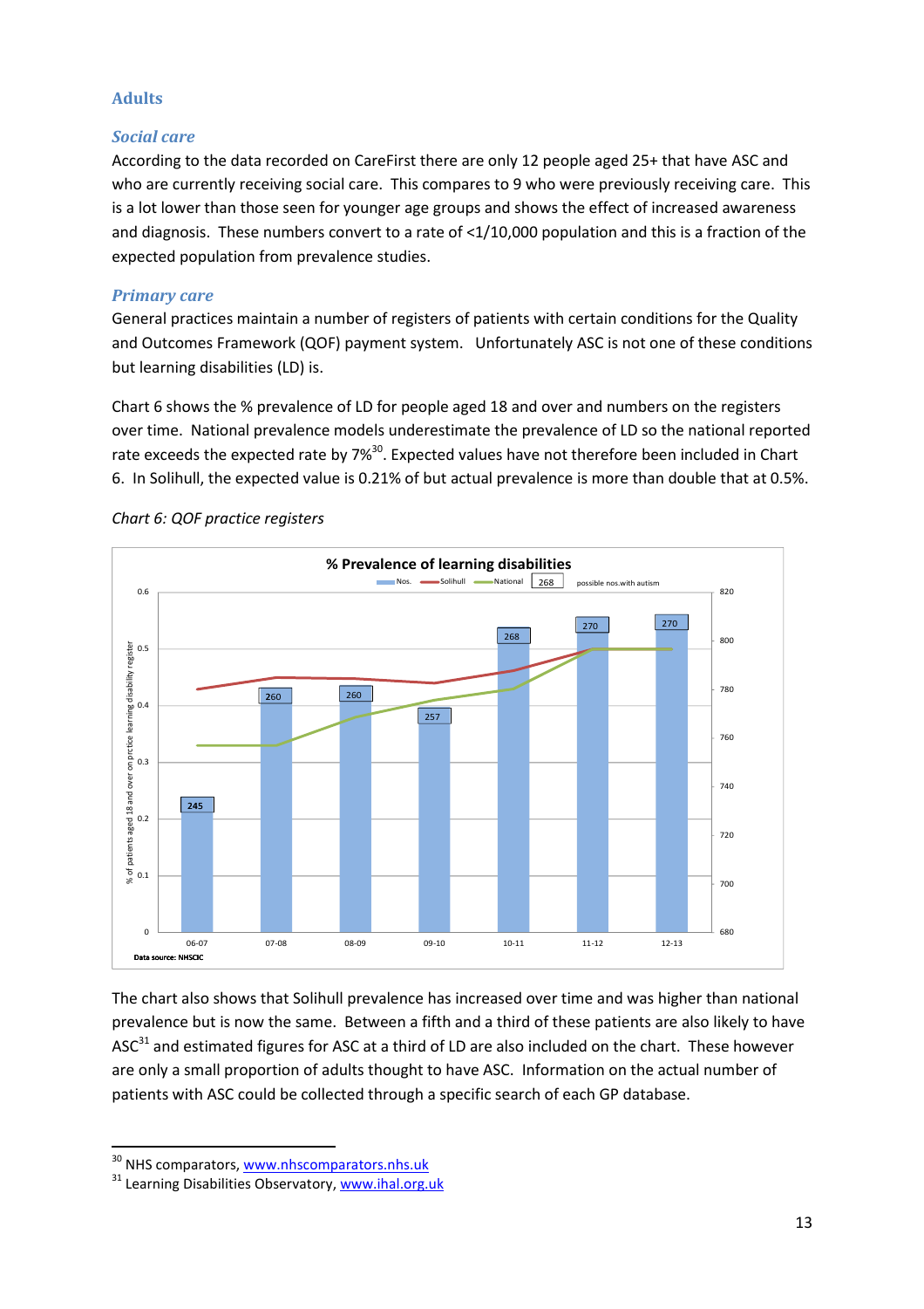## Adults

### *Social care*

According to the data recorded on CareFirst there are only 12 people aged 25+ that have ASC and who are currently receiving social care. This compares to 9 who were previously receiving care. This is a lot lower than those seen for younger age groups and shows the effect of increased awareness and diagnosis. These numbers convert to a rate of <1/10,000 population and this is a fraction of the expected population from prevalence studies.

### *Primary care*

General practices maintain a number of registers of patients with certain conditions for the Quality and Outcomes Framework (QOF) payment system. Unfortunately ASC is not one of these conditions but learning disabilities (LD) is.

Chart 6 shows the % prevalence of LD for people aged 18 and over and numbers on the registers over time. National prevalence models underestimate the prevalence of LD so the national reported rate exceeds the expected rate by 7%[30]. Expected values have not therefore been included in Chart 6. In Solihull, the expected value is 0.21% of but actual prevalence is more than double that at 0.5%.

*Chart 6: QOF practice registers*

**% Prevalence of learning disabilities**

Legend: Nos. | Solihull | National | 268 possible nos.with autism

| Year | 06-07 | 07-08 | 08-09 | 09-10 | 10-11 | 11-12 | 12-13 |
|---|---|---|---|---|---|---|---|
| Possible nos. with autism | 245 | 260 | 260 | 257 | 268 | 270 | 270 |

Y-axis (left): % of patients aged 18 and over on prctice learning disability register (0 – 0.6)
Y-axis (right): 680 – 820

Data source: NHSCIC

The chart also shows that Solihull prevalence has increased over time and was higher than national prevalence but is now the same. Between a fifth and a third of these patients are also likely to have ASC[31] and estimated figures for ASC at a third of LD are also included on the chart. These however are only a small proportion of adults thought to have ASC. Information on the actual number of patients with ASC could be collected through a specific search of each GP database.

---

[30] NHS comparators, www.nhscomparators.nhs.uk

[31] Learning Disabilities Observatory, www.ihal.org.uk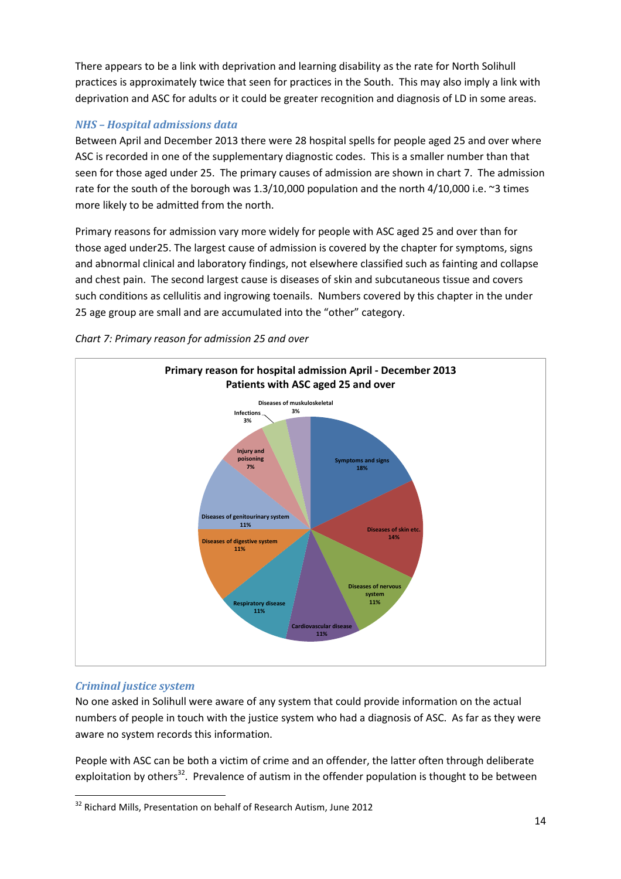There appears to be a link with deprivation and learning disability as the rate for North Solihull practices is approximately twice that seen for practices in the South. This may also imply a link with deprivation and ASC for adults or it could be greater recognition and diagnosis of LD in some areas.

### *NHS – Hospital admissions data*

Between April and December 2013 there were 28 hospital spells for people aged 25 and over where ASC is recorded in one of the supplementary diagnostic codes. This is a smaller number than that seen for those aged under 25. The primary causes of admission are shown in chart 7. The admission rate for the south of the borough was 1.3/10,000 population and the north 4/10,000 i.e. ~3 times more likely to be admitted from the north.

Primary reasons for admission vary more widely for people with ASC aged 25 and over than for those aged under25. The largest cause of admission is covered by the chapter for symptoms, signs and abnormal clinical and laboratory findings, not elsewhere classified such as fainting and collapse and chest pain. The second largest cause is diseases of skin and subcutaneous tissue and covers such conditions as cellulitis and ingrowing toenails. Numbers covered by this chapter in the under 25 age group are small and are accumulated into the "other" category.

*Chart 7: Primary reason for admission 25 and over*

**Primary reason for hospital admission April - December 2013**
**Patients with ASC aged 25 and over**

| Primary reason | % |
|---|---|
| Symptoms and signs | 18% |
| Diseases of skin etc. | 14% |
| Diseases of nervous system | 11% |
| Cardiovascular disease | 11% |
| Respiratory disease | 11% |
| Diseases of digestive system | 11% |
| Diseases of genitourinary system | 11% |
| Injury and poisoning | 7% |
| Infections | 3% |
| Diseases of muskuloskeletal | 3% |

### *Criminal justice system*

No one asked in Solihull were aware of any system that could provide information on the actual numbers of people in touch with the justice system who had a diagnosis of ASC. As far as they were aware no system records this information.

People with ASC can be both a victim of crime and an offender, the latter often through deliberate exploitation by others[32]. Prevalence of autism in the offender population is thought to be between

[32] Richard Mills, Presentation on behalf of Research Autism, June 2012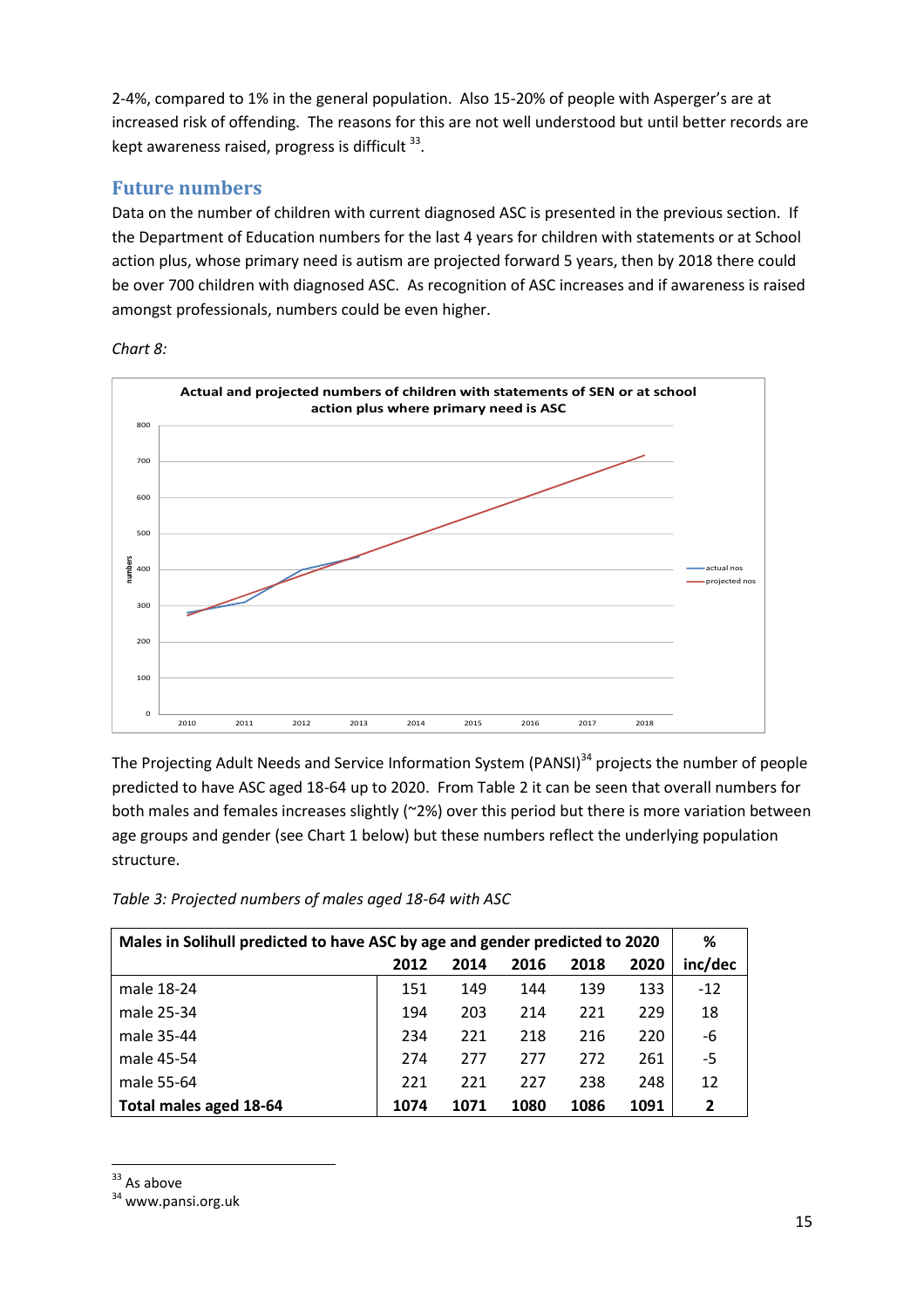2-4%, compared to 1% in the general population. Also 15-20% of people with Asperger's are at increased risk of offending. The reasons for this are not well understood but until better records are kept awareness raised, progress is difficult [33].

## Future numbers

Data on the number of children with current diagnosed ASC is presented in the previous section. If the Department of Education numbers for the last 4 years for children with statements or at School action plus, whose primary need is autism are projected forward 5 years, then by 2018 there could be over 700 children with diagnosed ASC. As recognition of ASC increases and if awareness is raised amongst professionals, numbers could be even higher.

*Chart 8:*

**Actual and projected numbers of children with statements of SEN or at school action plus where primary need is ASC**

The Projecting Adult Needs and Service Information System (PANSI)[34] projects the number of people predicted to have ASC aged 18-64 up to 2020. From Table 2 it can be seen that overall numbers for both males and females increases slightly (~2%) over this period but there is more variation between age groups and gender (see Chart 1 below) but these numbers reflect the underlying population structure.

*Table 3: Projected numbers of males aged 18-64 with ASC*

| Males in Solihull predicted to have ASC by age and gender predicted to 2020 | 2012 | 2014 | 2016 | 2018 | 2020 | % inc/dec |
|---|---|---|---|---|---|---|
| male 18-24 | 151 | 149 | 144 | 139 | 133 | -12 |
| male 25-34 | 194 | 203 | 214 | 221 | 229 | 18 |
| male 35-44 | 234 | 221 | 218 | 216 | 220 | -6 |
| male 45-54 | 274 | 277 | 277 | 272 | 261 | -5 |
| male 55-64 | 221 | 221 | 227 | 238 | 248 | 12 |
| **Total males aged 18-64** | **1074** | **1071** | **1080** | **1086** | **1091** | **2** |

[33] As above
[34] www.pansi.org.uk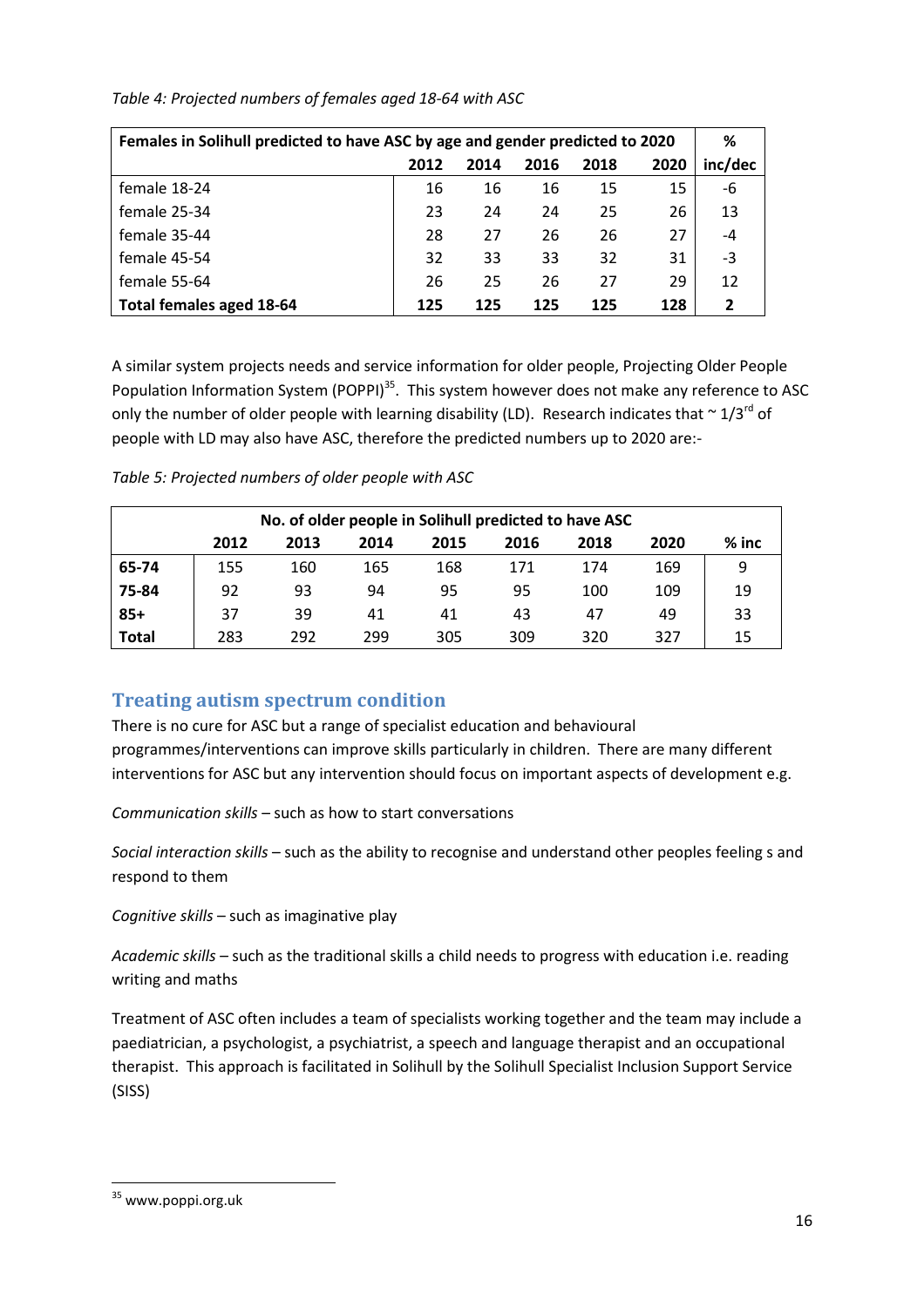*Table 4: Projected numbers of females aged 18-64 with ASC*

| Females in Solihull predicted to have ASC by age and gender predicted to 2020 | | | | | | % |
|---|---|---|---|---|---|---|
| | **2012** | **2014** | **2016** | **2018** | **2020** | **inc/dec** |
| female 18-24 | 16 | 16 | 16 | 15 | 15 | -6 |
| female 25-34 | 23 | 24 | 24 | 25 | 26 | 13 |
| female 35-44 | 28 | 27 | 26 | 26 | 27 | -4 |
| female 45-54 | 32 | 33 | 33 | 32 | 31 | -3 |
| female 55-64 | 26 | 25 | 26 | 27 | 29 | 12 |
| **Total females aged 18-64** | **125** | **125** | **125** | **125** | **128** | **2** |

A similar system projects needs and service information for older people, Projecting Older People Population Information System (POPPI)[35]. This system however does not make any reference to ASC only the number of older people with learning disability (LD). Research indicates that ~ 1/3rd of people with LD may also have ASC, therefore the predicted numbers up to 2020 are:-

*Table 5: Projected numbers of older people with ASC*

| No. of older people in Solihull predicted to have ASC | | | | | | | | |
|---|---|---|---|---|---|---|---|---|
| | **2012** | **2013** | **2014** | **2015** | **2016** | **2018** | **2020** | **% inc** |
| **65-74** | 155 | 160 | 165 | 168 | 171 | 174 | 169 | 9 |
| **75-84** | 92 | 93 | 94 | 95 | 95 | 100 | 109 | 19 |
| **85+** | 37 | 39 | 41 | 41 | 43 | 47 | 49 | 33 |
| **Total** | 283 | 292 | 299 | 305 | 309 | 320 | 327 | 15 |

## Treating autism spectrum condition

There is no cure for ASC but a range of specialist education and behavioural programmes/interventions can improve skills particularly in children. There are many different interventions for ASC but any intervention should focus on important aspects of development e.g.

*Communication skills* – such as how to start conversations

*Social interaction skills* – such as the ability to recognise and understand other peoples feeling s and respond to them

*Cognitive skills* – such as imaginative play

*Academic skills* – such as the traditional skills a child needs to progress with education i.e. reading writing and maths

Treatment of ASC often includes a team of specialists working together and the team may include a paediatrician, a psychologist, a psychiatrist, a speech and language therapist and an occupational therapist. This approach is facilitated in Solihull by the Solihull Specialist Inclusion Support Service (SISS)

[35] www.poppi.org.uk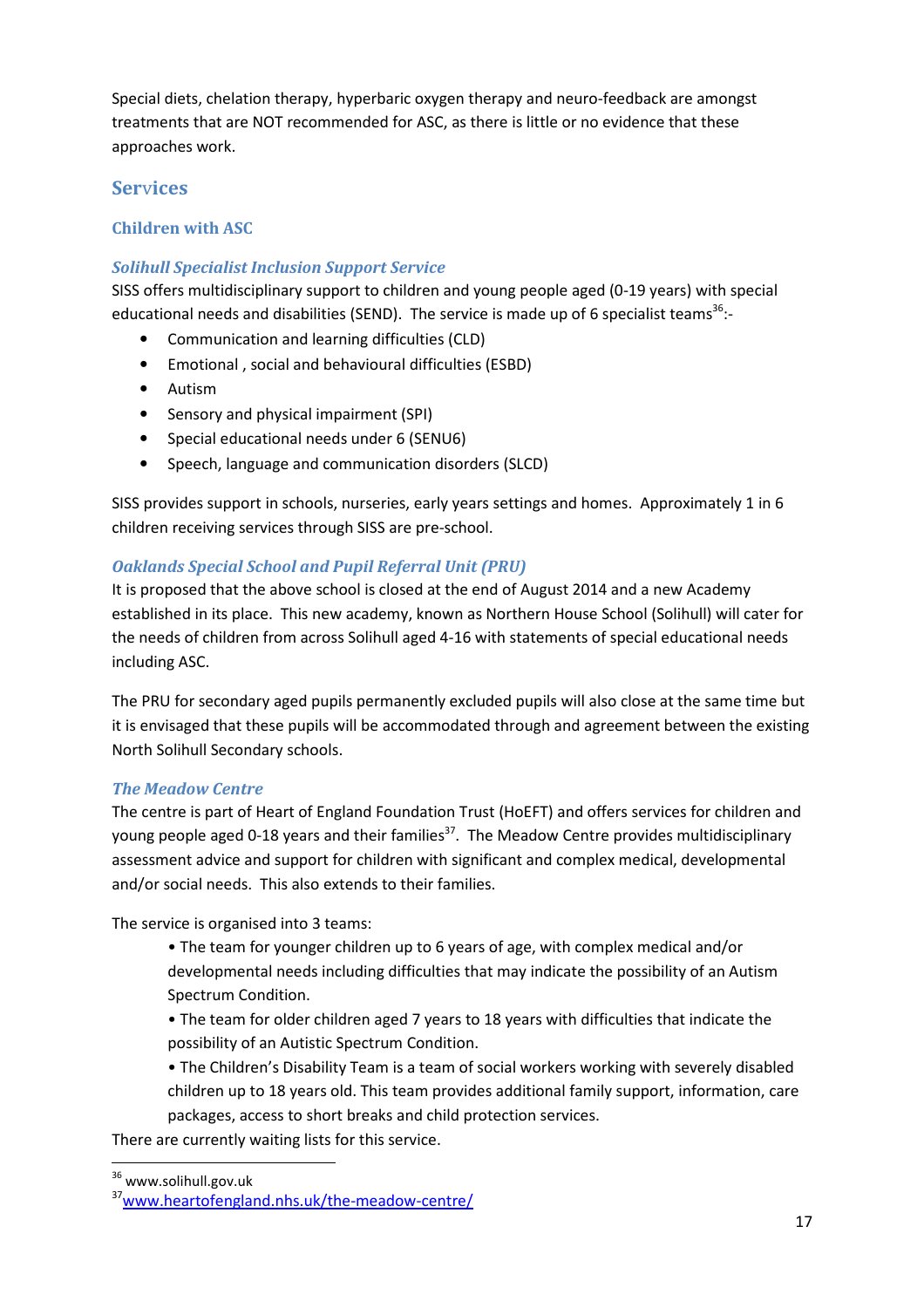Special diets, chelation therapy, hyperbaric oxygen therapy and neuro-feedback are amongst treatments that are NOT recommended for ASC, as there is little or no evidence that these approaches work.

## Services

### Children with ASC

#### *Solihull Specialist Inclusion Support Service*

SISS offers multidisciplinary support to children and young people aged (0-19 years) with special educational needs and disabilities (SEND). The service is made up of 6 specialist teams[36]:-

- Communication and learning difficulties (CLD)
- Emotional , social and behavioural difficulties (ESBD)
- Autism
- Sensory and physical impairment (SPI)
- Special educational needs under 6 (SENU6)
- Speech, language and communication disorders (SLCD)

SISS provides support in schools, nurseries, early years settings and homes. Approximately 1 in 6 children receiving services through SISS are pre-school.

#### *Oaklands Special School and Pupil Referral Unit (PRU)*

It is proposed that the above school is closed at the end of August 2014 and a new Academy established in its place. This new academy, known as Northern House School (Solihull) will cater for the needs of children from across Solihull aged 4-16 with statements of special educational needs including ASC.

The PRU for secondary aged pupils permanently excluded pupils will also close at the same time but it is envisaged that these pupils will be accommodated through and agreement between the existing North Solihull Secondary schools.

#### *The Meadow Centre*

The centre is part of Heart of England Foundation Trust (HoEFT) and offers services for children and young people aged 0-18 years and their families[37]. The Meadow Centre provides multidisciplinary assessment advice and support for children with significant and complex medical, developmental and/or social needs. This also extends to their families.

The service is organised into 3 teams:

- The team for younger children up to 6 years of age, with complex medical and/or developmental needs including difficulties that may indicate the possibility of an Autism Spectrum Condition.
- The team for older children aged 7 years to 18 years with difficulties that indicate the possibility of an Autistic Spectrum Condition.
- The Children's Disability Team is a team of social workers working with severely disabled children up to 18 years old. This team provides additional family support, information, care packages, access to short breaks and child protection services.

There are currently waiting lists for this service.

---

[36] www.solihull.gov.uk

[37] www.heartofengland.nhs.uk/the-meadow-centre/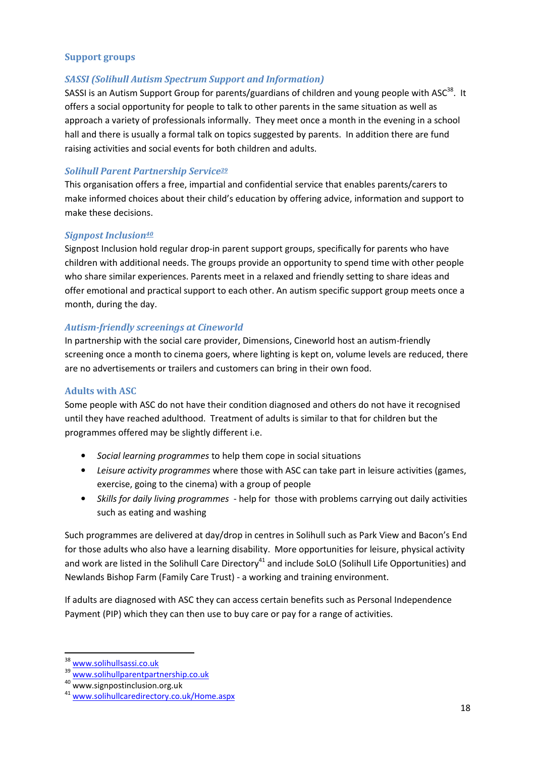## Support groups

### *SASSI (Solihull Autism Spectrum Support and Information)*

SASSI is an Autism Support Group for parents/guardians of children and young people with ASC[38]. It offers a social opportunity for people to talk to other parents in the same situation as well as approach a variety of professionals informally. They meet once a month in the evening in a school hall and there is usually a formal talk on topics suggested by parents. In addition there are fund raising activities and social events for both children and adults.

### *Solihull Parent Partnership Service*[39]

This organisation offers a free, impartial and confidential service that enables parents/carers to make informed choices about their child's education by offering advice, information and support to make these decisions.

### *Signpost Inclusion*[40]

Signpost Inclusion hold regular drop-in parent support groups, specifically for parents who have children with additional needs. The groups provide an opportunity to spend time with other people who share similar experiences. Parents meet in a relaxed and friendly setting to share ideas and offer emotional and practical support to each other. An autism specific support group meets once a month, during the day.

### *Autism-friendly screenings at Cineworld*

In partnership with the social care provider, Dimensions, Cineworld host an autism-friendly screening once a month to cinema goers, where lighting is kept on, volume levels are reduced, there are no advertisements or trailers and customers can bring in their own food.

## Adults with ASC

Some people with ASC do not have their condition diagnosed and others do not have it recognised until they have reached adulthood. Treatment of adults is similar to that for children but the programmes offered may be slightly different i.e.

- *Social learning programmes* to help them cope in social situations
- *Leisure activity programmes* where those with ASC can take part in leisure activities (games, exercise, going to the cinema) with a group of people
- *Skills for daily living programmes* - help for those with problems carrying out daily activities such as eating and washing

Such programmes are delivered at day/drop in centres in Solihull such as Park View and Bacon's End for those adults who also have a learning disability. More opportunities for leisure, physical activity and work are listed in the Solihull Care Directory[41] and include SoLO (Solihull Life Opportunities) and Newlands Bishop Farm (Family Care Trust) - a working and training environment.

If adults are diagnosed with ASC they can access certain benefits such as Personal Independence Payment (PIP) which they can then use to buy care or pay for a range of activities.

---

[38] www.solihullsassi.co.uk
[39] www.solihullparentpartnership.co.uk
[40] www.signpostinclusion.org.uk
[41] www.solihullcaredirectory.co.uk/Home.aspx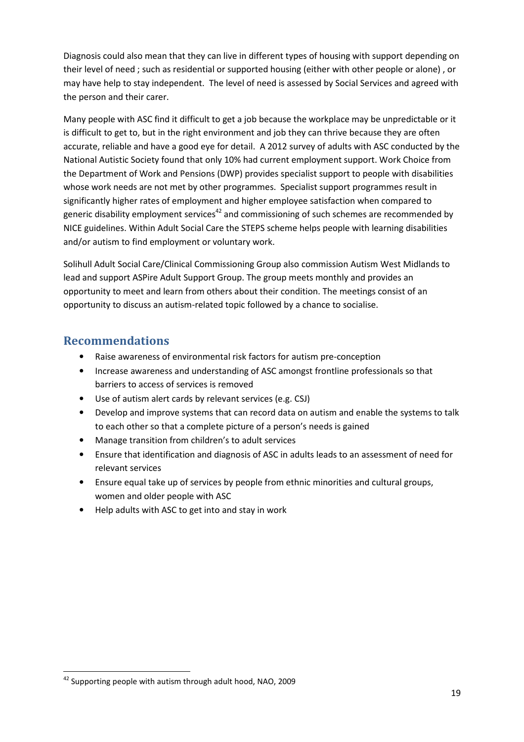Diagnosis could also mean that they can live in different types of housing with support depending on their level of need ; such as residential or supported housing (either with other people or alone) , or may have help to stay independent. The level of need is assessed by Social Services and agreed with the person and their carer.

Many people with ASC find it difficult to get a job because the workplace may be unpredictable or it is difficult to get to, but in the right environment and job they can thrive because they are often accurate, reliable and have a good eye for detail. A 2012 survey of adults with ASC conducted by the National Autistic Society found that only 10% had current employment support. Work Choice from the Department of Work and Pensions (DWP) provides specialist support to people with disabilities whose work needs are not met by other programmes. Specialist support programmes result in significantly higher rates of employment and higher employee satisfaction when compared to generic disability employment services[42] and commissioning of such schemes are recommended by NICE guidelines. Within Adult Social Care the STEPS scheme helps people with learning disabilities and/or autism to find employment or voluntary work.

Solihull Adult Social Care/Clinical Commissioning Group also commission Autism West Midlands to lead and support ASPire Adult Support Group. The group meets monthly and provides an opportunity to meet and learn from others about their condition. The meetings consist of an opportunity to discuss an autism-related topic followed by a chance to socialise.

## Recommendations

- Raise awareness of environmental risk factors for autism pre-conception
- Increase awareness and understanding of ASC amongst frontline professionals so that barriers to access of services is removed
- Use of autism alert cards by relevant services (e.g. CSJ)
- Develop and improve systems that can record data on autism and enable the systems to talk to each other so that a complete picture of a person's needs is gained
- Manage transition from children's to adult services
- Ensure that identification and diagnosis of ASC in adults leads to an assessment of need for relevant services
- Ensure equal take up of services by people from ethnic minorities and cultural groups, women and older people with ASC
- Help adults with ASC to get into and stay in work

[42] Supporting people with autism through adult hood, NAO, 2009